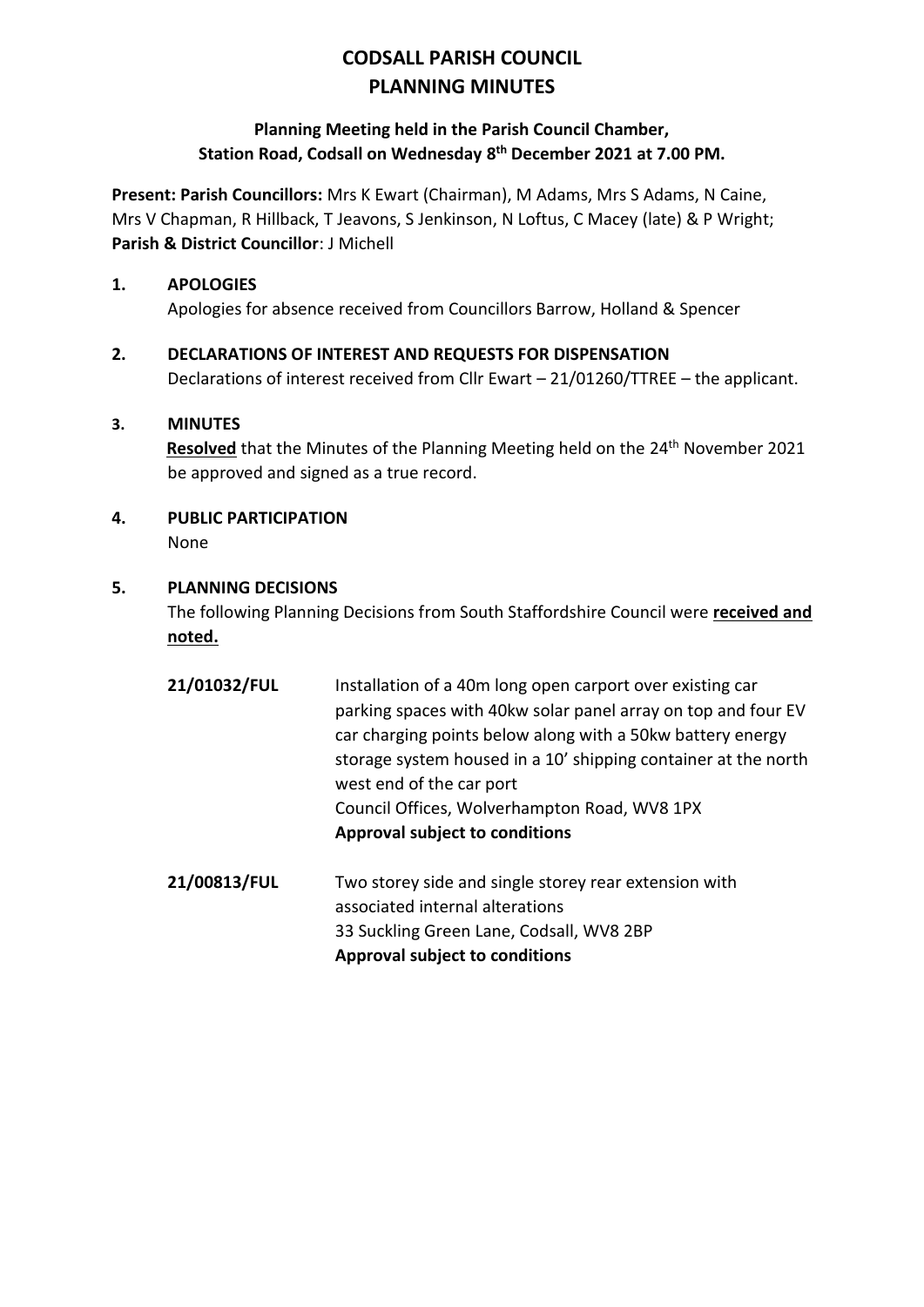# CODSALL PARISH COUNCIL
# PLANNING MINUTES

**Planning Meeting held in the Parish Council Chamber, Station Road, Codsall on Wednesday 8th December 2021 at 7.00 PM.**

**Present: Parish Councillors:** Mrs K Ewart (Chairman), M Adams, Mrs S Adams, N Caine, Mrs V Chapman, R Hillback, T Jeavons, S Jenkinson, N Loftus, C Macey (late) & P Wright; **Parish & District Councillor**: J Michell

**1. APOLOGIES**

Apologies for absence received from Councillors Barrow, Holland & Spencer

**2. DECLARATIONS OF INTEREST AND REQUESTS FOR DISPENSATION**

Declarations of interest received from Cllr Ewart – 21/01260/TTREE – the applicant.

**3. MINUTES**

**Resolved** that the Minutes of the Planning Meeting held on the 24th November 2021 be approved and signed as a true record.

**4. PUBLIC PARTICIPATION**

None

**5. PLANNING DECISIONS**

The following Planning Decisions from South Staffordshire Council were **received and noted.**

**21/01032/FUL** Installation of a 40m long open carport over existing car parking spaces with 40kw solar panel array on top and four EV car charging points below along with a 50kw battery energy storage system housed in a 10' shipping container at the north west end of the car port
Council Offices, Wolverhampton Road, WV8 1PX
**Approval subject to conditions**

**21/00813/FUL** Two storey side and single storey rear extension with associated internal alterations
33 Suckling Green Lane, Codsall, WV8 2BP
**Approval subject to conditions**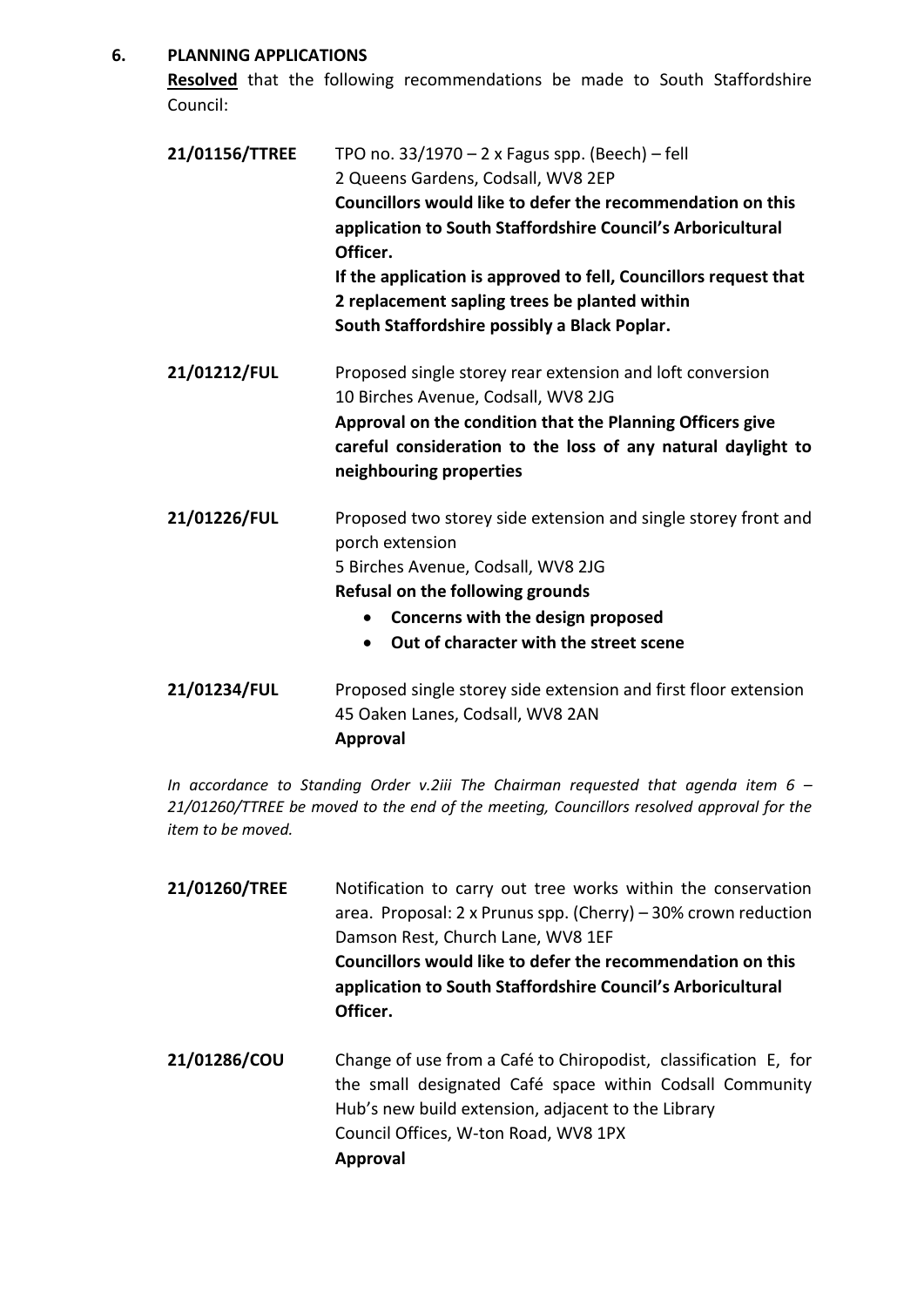## 6. PLANNING APPLICATIONS

**Resolved** that the following recommendations be made to South Staffordshire Council:

**21/01156/TTREE**
TPO no. 33/1970 – 2 x Fagus spp. (Beech) – fell
2 Queens Gardens, Codsall, WV8 2EP
**Councillors would like to defer the recommendation on this application to South Staffordshire Council's Arboricultural Officer.**
**If the application is approved to fell, Councillors request that 2 replacement sapling trees be planted within South Staffordshire possibly a Black Poplar.**

**21/01212/FUL**
Proposed single storey rear extension and loft conversion
10 Birches Avenue, Codsall, WV8 2JG
**Approval on the condition that the Planning Officers give careful consideration to the loss of any natural daylight to neighbouring properties**

**21/01226/FUL**
Proposed two storey side extension and single storey front and porch extension
5 Birches Avenue, Codsall, WV8 2JG
**Refusal on the following grounds**

- **Concerns with the design proposed**
- **Out of character with the street scene**

**21/01234/FUL**
Proposed single storey side extension and first floor extension
45 Oaken Lanes, Codsall, WV8 2AN
**Approval**

*In accordance to Standing Order v.2iii The Chairman requested that agenda item 6 – 21/01260/TTREE be moved to the end of the meeting, Councillors resolved approval for the item to be moved.*

**21/01260/TREE**
Notification to carry out tree works within the conservation area. Proposal: 2 x Prunus spp. (Cherry) – 30% crown reduction
Damson Rest, Church Lane, WV8 1EF
**Councillors would like to defer the recommendation on this application to South Staffordshire Council's Arboricultural Officer.**

**21/01286/COU**
Change of use from a Café to Chiropodist, classification E, for the small designated Café space within Codsall Community Hub's new build extension, adjacent to the Library
Council Offices, W-ton Road, WV8 1PX
**Approval**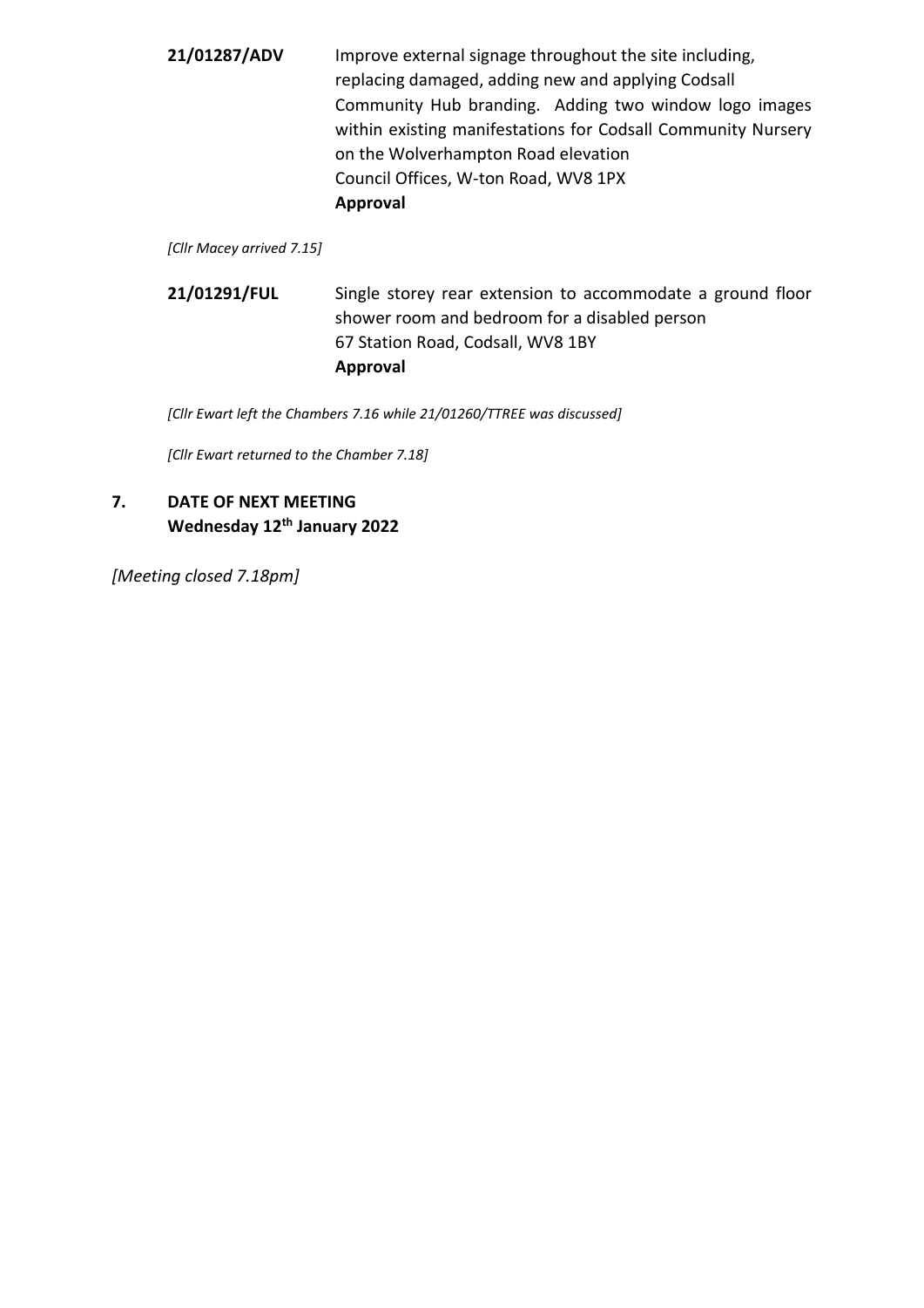**21/01287/ADV** Improve external signage throughout the site including, replacing damaged, adding new and applying Codsall Community Hub branding. Adding two window logo images within existing manifestations for Codsall Community Nursery on the Wolverhampton Road elevation
Council Offices, W-ton Road, WV8 1PX
**Approval**

*[Cllr Macey arrived 7.15]*

**21/01291/FUL** Single storey rear extension to accommodate a ground floor shower room and bedroom for a disabled person
67 Station Road, Codsall, WV8 1BY
**Approval**

*[Cllr Ewart left the Chambers 7.16 while 21/01260/TTREE was discussed]*

*[Cllr Ewart returned to the Chamber 7.18]*

## 7. DATE OF NEXT MEETING
**Wednesday 12th January 2022**

*[Meeting closed 7.18pm]*